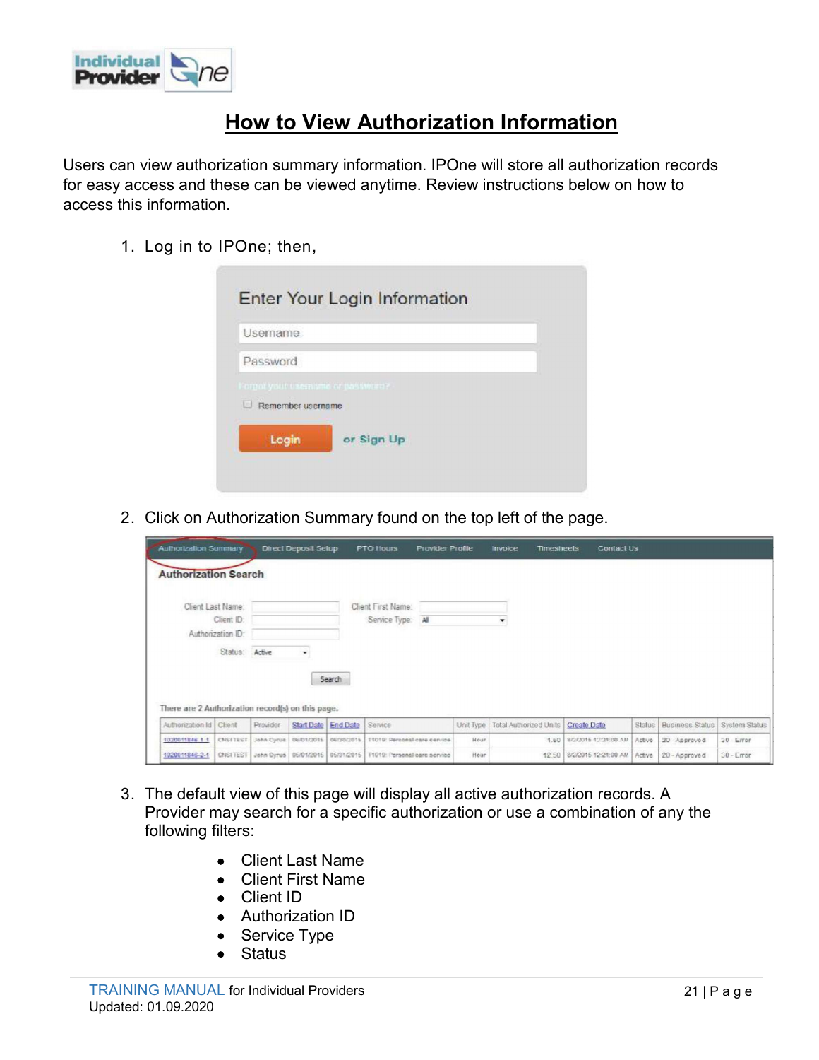# How to View Authorization Information

Users can view authorization summary information. IPOne will store all authorization records for easy access and these can be viewed anytime. Review instructions below on how to access this information.

1. Log in to IPOne; then,

2. Click on Authorization Summary found on the top left of the page.

3. The default view of this page will display all active authorization records. A Provider may search for a specific authorization or use a combination of any the following filters:

   - Client Last Name
   - Client First Name
   - Client ID
   - Authorization ID
   - Service Type
   - Status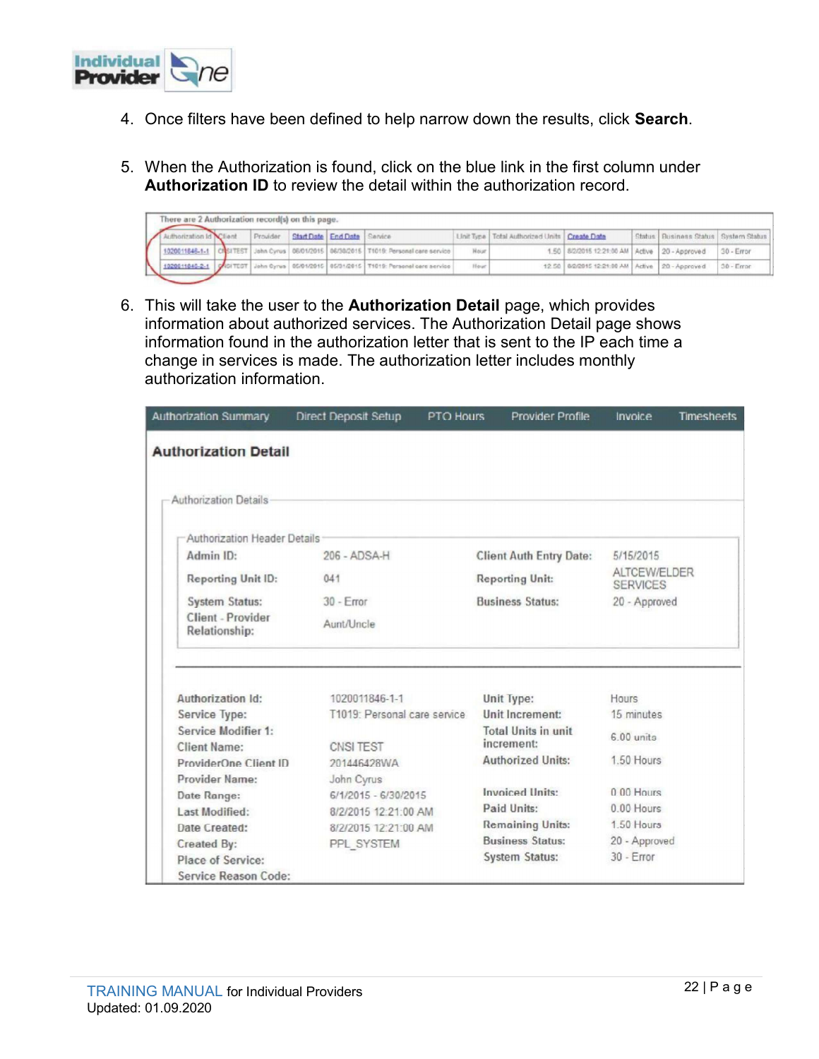4. Once filters have been defined to help narrow down the results, click **Search**.

5. When the Authorization is found, click on the blue link in the first column under **Authorization ID** to review the detail within the authorization record.

There are 2 Authorization record(s) on this page.

| Authorization Id | Client | Provider | Start Date | End Date | Service | Unit Type | Total Authorized Units | Create Date | Status | Business Status | System Status |
|---|---|---|---|---|---|---|---|---|---|---|---|
| 1020011846-1-1 | CNSI TEST | John Cyrus | 06/01/2015 | 06/30/2015 | T1019: Personal care service | Hour | 1.50 | 8/2/2015 12:21:00 AM | Active | 20 - Approved | 30 - Error |
| 1020011846-2-1 | CNSI TEST | John Cyrus | 05/01/2015 | 05/31/2015 | T1019: Personal care service | Hour | 12.50 | 8/2/2015 12:21:00 AM | Active | 20 - Approved | 30 - Error |

6. This will take the user to the **Authorization Detail** page, which provides information about authorized services. The Authorization Detail page shows information found in the authorization letter that is sent to the IP each time a change in services is made. The authorization letter includes monthly authorization information.

Authorization Summary | Direct Deposit Setup | PTO Hours | Provider Profile | Invoice | Timesheets

**Authorization Detail**

Authorization Details

Authorization Header Details

| | | | |
|---|---|---|---|
| Admin ID: | 206 - ADSA-H | Client Auth Entry Date: | 5/15/2015 |
| Reporting Unit ID: | 041 | Reporting Unit: | ALTCEW/ELDER SERVICES |
| System Status: | 30 - Error | Business Status: | 20 - Approved |
| Client - Provider Relationship: | Aunt/Uncle | | |

| | | | |
|---|---|---|---|
| Authorization Id: | 1020011846-1-1 | Unit Type: | Hours |
| Service Type: | T1019: Personal care service | Unit Increment: | 15 minutes |
| Service Modifier 1: | | Total Units in unit increment: | 6.00 units |
| Client Name: | CNSI TEST | | |
| ProviderOne Client ID | 201446428WA | Authorized Units: | 1.50 Hours |
| Provider Name: | John Cyrus | | |
| Date Range: | 6/1/2015 - 6/30/2015 | Invoiced Units: | 0.00 Hours |
| Last Modified: | 8/2/2015 12:21:00 AM | Paid Units: | 0.00 Hours |
| Date Created: | 8/2/2015 12:21:00 AM | Remaining Units: | 1.50 Hours |
| Created By: | PPL_SYSTEM | Business Status: | 20 - Approved |
| Place of Service: | | System Status: | 30 - Error |
| Service Reason Code: | | | |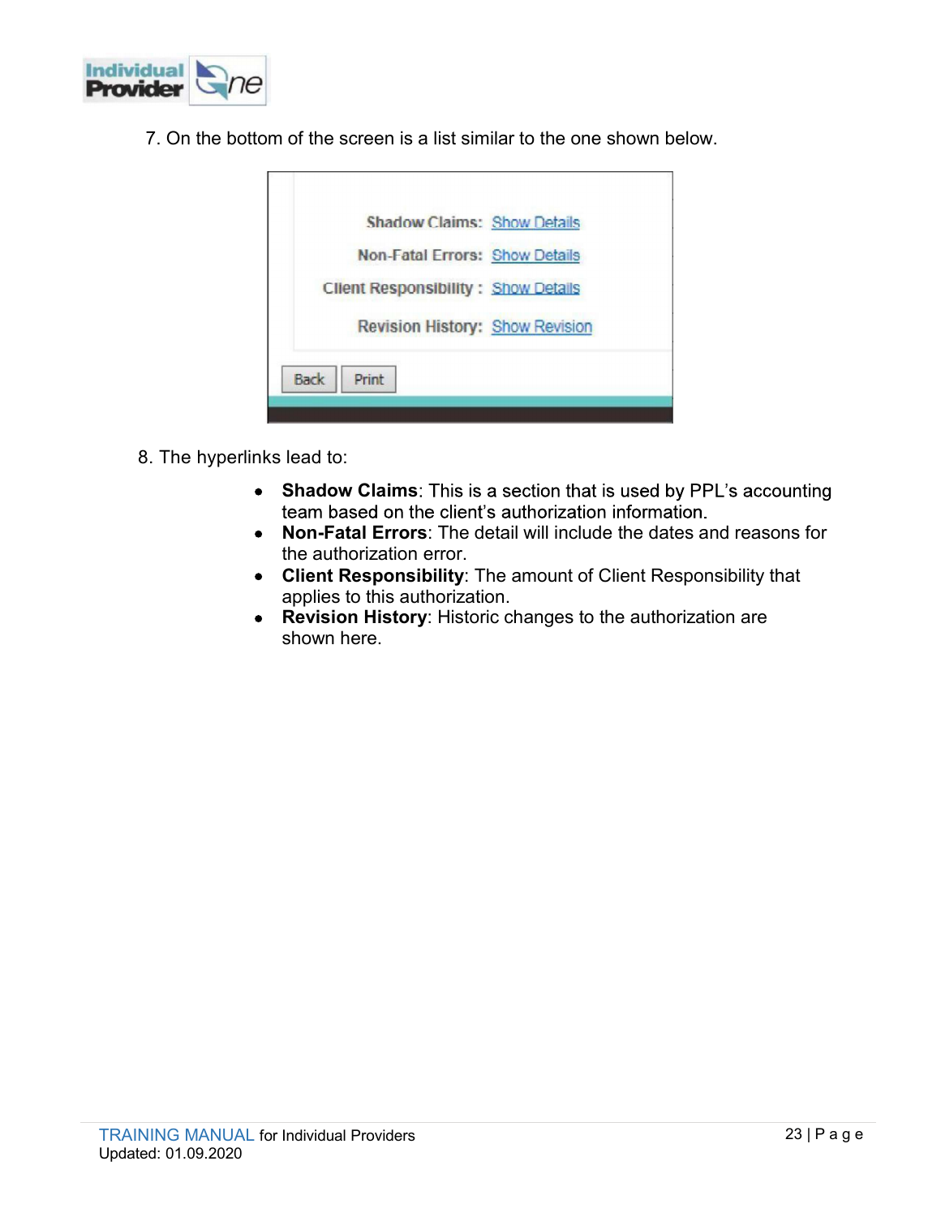7. On the bottom of the screen is a list similar to the one shown below.

Shadow Claims: Show Details

Non-Fatal Errors: Show Details

Client Responsibility : Show Details

Revision History: Show Revision

Back Print

8. The hyperlinks lead to:

- **Shadow Claims**: This is a section that is used by PPL's accounting team based on the client's authorization information.
- **Non-Fatal Errors**: The detail will include the dates and reasons for the authorization error.
- **Client Responsibility**: The amount of Client Responsibility that applies to this authorization.
- **Revision History**: Historic changes to the authorization are shown here.